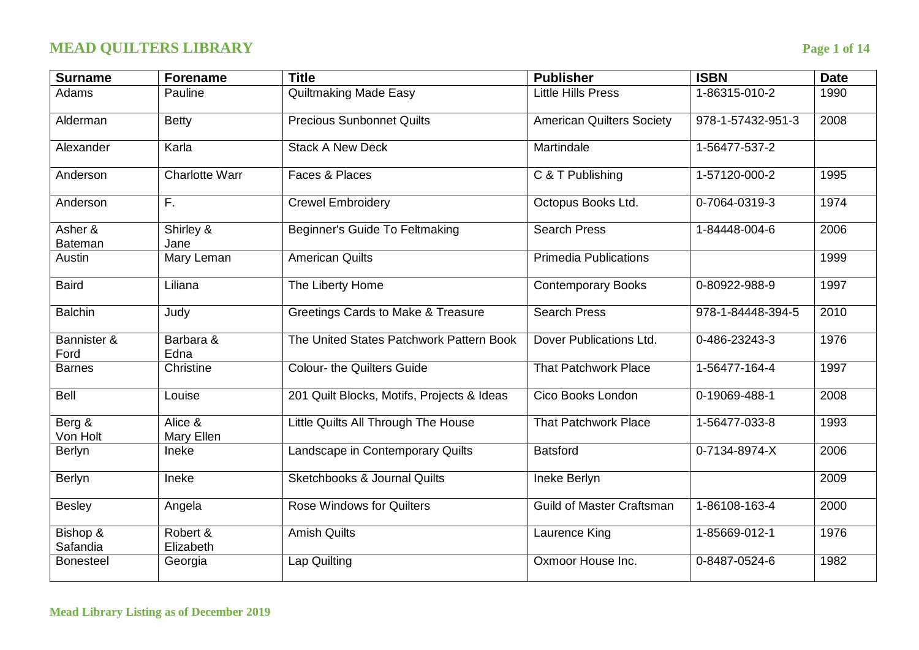# MEAD QUILTERS LIBRARY

| Surname | Forename | Title | Publisher | ISBN | Date |
|---|---|---|---|---|---|
| Adams | Pauline | Quiltmaking Made Easy | Little Hills Press | 1-86315-010-2 | 1990 |
| Alderman | Betty | Precious Sunbonnet Quilts | American Quilters Society | 978-1-57432-951-3 | 2008 |
| Alexander | Karla | Stack A New Deck | Martindale | 1-56477-537-2 | |
| Anderson | Charlotte Warr | Faces & Places | C & T Publishing | 1-57120-000-2 | 1995 |
| Anderson | F. | Crewel Embroidery | Octopus Books Ltd. | 0-7064-0319-3 | 1974 |
| Asher & Bateman | Shirley & Jane | Beginner's Guide To Feltmaking | Search Press | 1-84448-004-6 | 2006 |
| Austin | Mary Leman | American Quilts | Primedia Publications | | 1999 |
| Baird | Liliana | The Liberty Home | Contemporary Books | 0-80922-988-9 | 1997 |
| Balchin | Judy | Greetings Cards to Make & Treasure | Search Press | 978-1-84448-394-5 | 2010 |
| Bannister & Ford | Barbara & Edna | The United States Patchwork Pattern Book | Dover Publications Ltd. | 0-486-23243-3 | 1976 |
| Barnes | Christine | Colour- the Quilters Guide | That Patchwork Place | 1-56477-164-4 | 1997 |
| Bell | Louise | 201 Quilt Blocks, Motifs, Projects & Ideas | Cico Books London | 0-19069-488-1 | 2008 |
| Berg & Von Holt | Alice & Mary Ellen | Little Quilts All Through The House | That Patchwork Place | 1-56477-033-8 | 1993 |
| Berlyn | Ineke | Landscape in Contemporary Quilts | Batsford | 0-7134-8974-X | 2006 |
| Berlyn | Ineke | Sketchbooks & Journal Quilts | Ineke Berlyn | | 2009 |
| Besley | Angela | Rose Windows for Quilters | Guild of Master Craftsman | 1-86108-163-4 | 2000 |
| Bishop & Safandia | Robert & Elizabeth | Amish Quilts | Laurence King | 1-85669-012-1 | 1976 |
| Bonesteel | Georgia | Lap Quilting | Oxmoor House Inc. | 0-8487-0524-6 | 1982 |

Mead Library Listing as of December 2019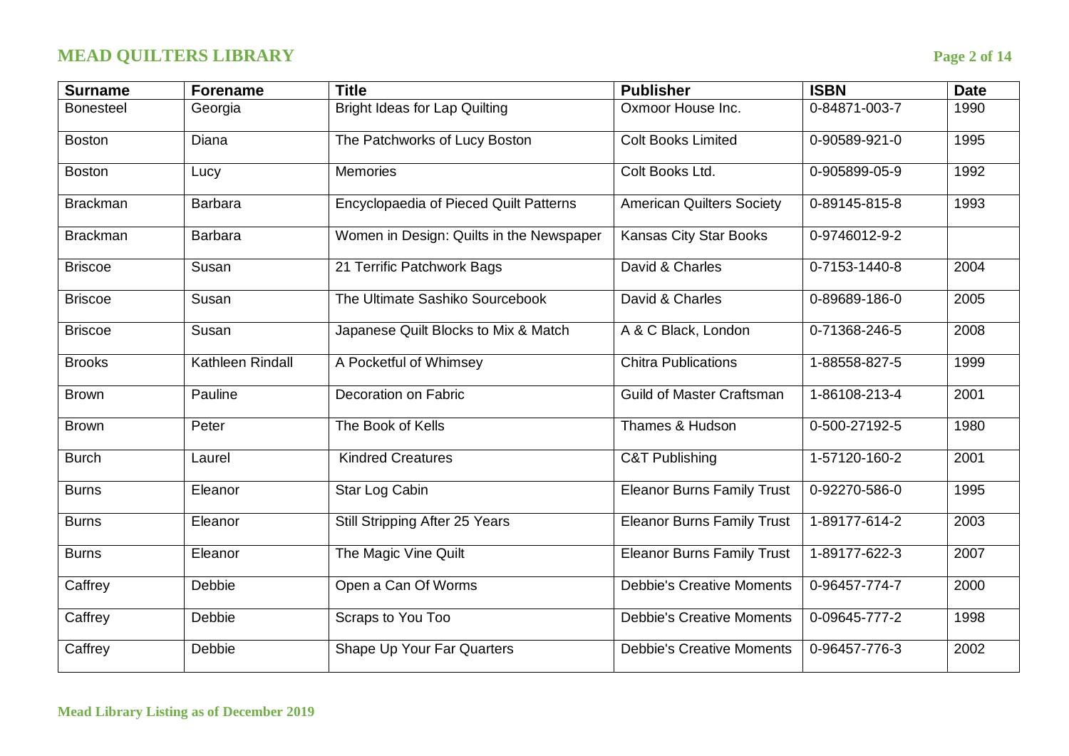| Surname | Forename | Title | Publisher | ISBN | Date |
|---|---|---|---|---|---|
| Bonesteel | Georgia | Bright Ideas for Lap Quilting | Oxmoor House Inc. | 0-84871-003-7 | 1990 |
| Boston | Diana | The Patchworks of Lucy Boston | Colt Books Limited | 0-90589-921-0 | 1995 |
| Boston | Lucy | Memories | Colt Books Ltd. | 0-905899-05-9 | 1992 |
| Brackman | Barbara | Encyclopaedia of Pieced Quilt Patterns | American Quilters Society | 0-89145-815-8 | 1993 |
| Brackman | Barbara | Women in Design: Quilts in the Newspaper | Kansas City Star Books | 0-9746012-9-2 | |
| Briscoe | Susan | 21 Terrific Patchwork Bags | David & Charles | 0-7153-1440-8 | 2004 |
| Briscoe | Susan | The Ultimate Sashiko Sourcebook | David & Charles | 0-89689-186-0 | 2005 |
| Briscoe | Susan | Japanese Quilt Blocks to Mix & Match | A & C Black, London | 0-71368-246-5 | 2008 |
| Brooks | Kathleen Rindall | A Pocketful of Whimsey | Chitra Publications | 1-88558-827-5 | 1999 |
| Brown | Pauline | Decoration on Fabric | Guild of Master Craftsman | 1-86108-213-4 | 2001 |
| Brown | Peter | The Book of Kells | Thames & Hudson | 0-500-27192-5 | 1980 |
| Burch | Laurel | Kindred Creatures | C&T Publishing | 1-57120-160-2 | 2001 |
| Burns | Eleanor | Star Log Cabin | Eleanor Burns Family Trust | 0-92270-586-0 | 1995 |
| Burns | Eleanor | Still Stripping After 25 Years | Eleanor Burns Family Trust | 1-89177-614-2 | 2003 |
| Burns | Eleanor | The Magic Vine Quilt | Eleanor Burns Family Trust | 1-89177-622-3 | 2007 |
| Caffrey | Debbie | Open a Can Of Worms | Debbie's Creative Moments | 0-96457-774-7 | 2000 |
| Caffrey | Debbie | Scraps to You Too | Debbie's Creative Moments | 0-09645-777-2 | 1998 |
| Caffrey | Debbie | Shape Up Your Far Quarters | Debbie's Creative Moments | 0-96457-776-3 | 2002 |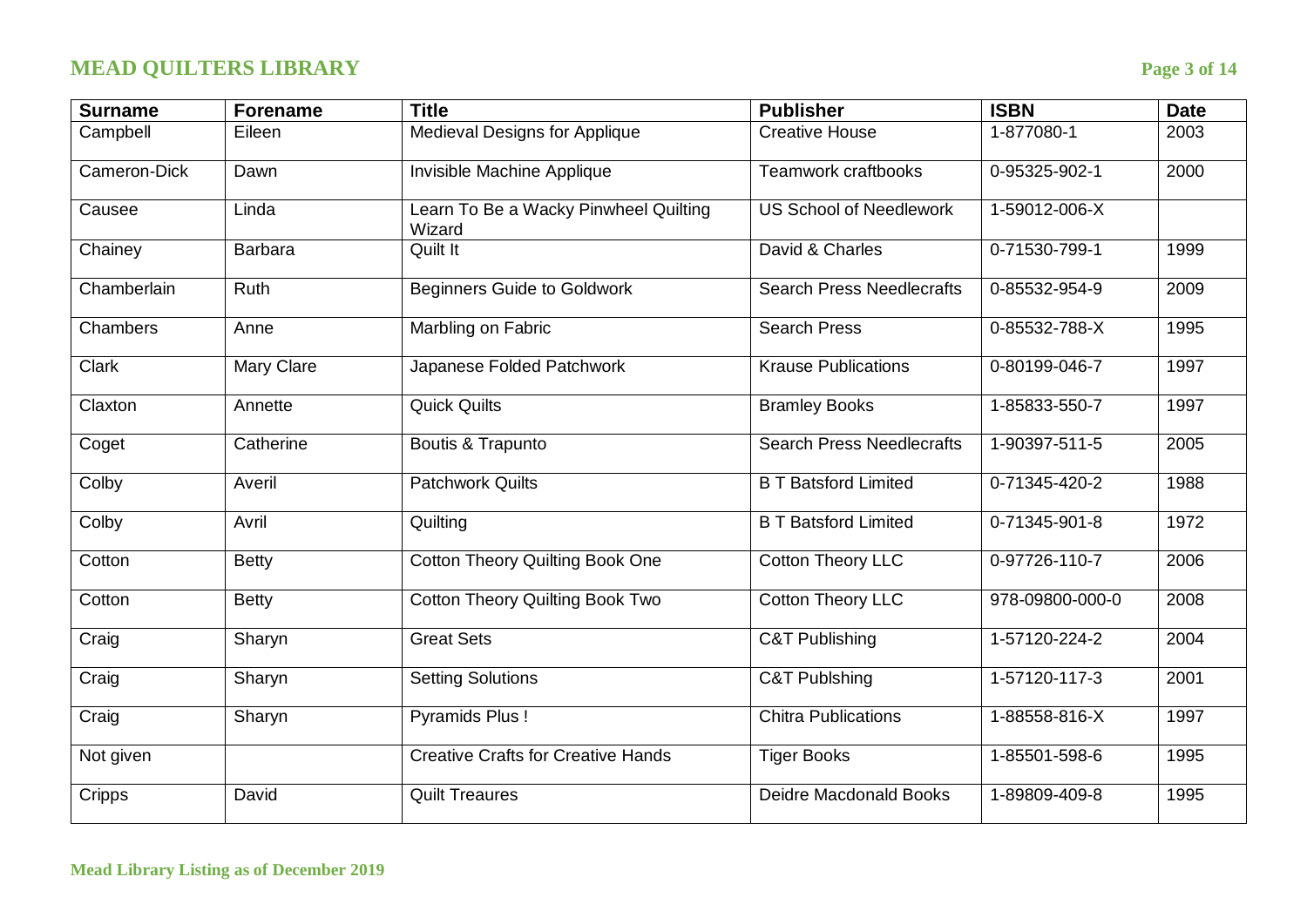| Surname | Forename | Title | Publisher | ISBN | Date |
|---|---|---|---|---|---|
| Campbell | Eileen | Medieval Designs for Applique | Creative House | 1-877080-1 | 2003 |
| Cameron-Dick | Dawn | Invisible Machine Applique | Teamwork craftbooks | 0-95325-902-1 | 2000 |
| Causee | Linda | Learn To Be a Wacky Pinwheel Quilting Wizard | US School of Needlework | 1-59012-006-X | |
| Chainey | Barbara | Quilt It | David & Charles | 0-71530-799-1 | 1999 |
| Chamberlain | Ruth | Beginners Guide to Goldwork | Search Press Needlecrafts | 0-85532-954-9 | 2009 |
| Chambers | Anne | Marbling on Fabric | Search Press | 0-85532-788-X | 1995 |
| Clark | Mary Clare | Japanese Folded Patchwork | Krause Publications | 0-80199-046-7 | 1997 |
| Claxton | Annette | Quick Quilts | Bramley Books | 1-85833-550-7 | 1997 |
| Coget | Catherine | Boutis & Trapunto | Search Press Needlecrafts | 1-90397-511-5 | 2005 |
| Colby | Averil | Patchwork Quilts | B T Batsford Limited | 0-71345-420-2 | 1988 |
| Colby | Avril | Quilting | B T Batsford Limited | 0-71345-901-8 | 1972 |
| Cotton | Betty | Cotton Theory Quilting Book One | Cotton Theory LLC | 0-97726-110-7 | 2006 |
| Cotton | Betty | Cotton Theory Quilting Book Two | Cotton Theory LLC | 978-09800-000-0 | 2008 |
| Craig | Sharyn | Great Sets | C&T Publishing | 1-57120-224-2 | 2004 |
| Craig | Sharyn | Setting Solutions | C&T Publshing | 1-57120-117-3 | 2001 |
| Craig | Sharyn | Pyramids Plus ! | Chitra Publications | 1-88558-816-X | 1997 |
| Not given | | Creative Crafts for Creative Hands | Tiger Books | 1-85501-598-6 | 1995 |
| Cripps | David | Quilt Treaures | Deidre Macdonald Books | 1-89809-409-8 | 1995 |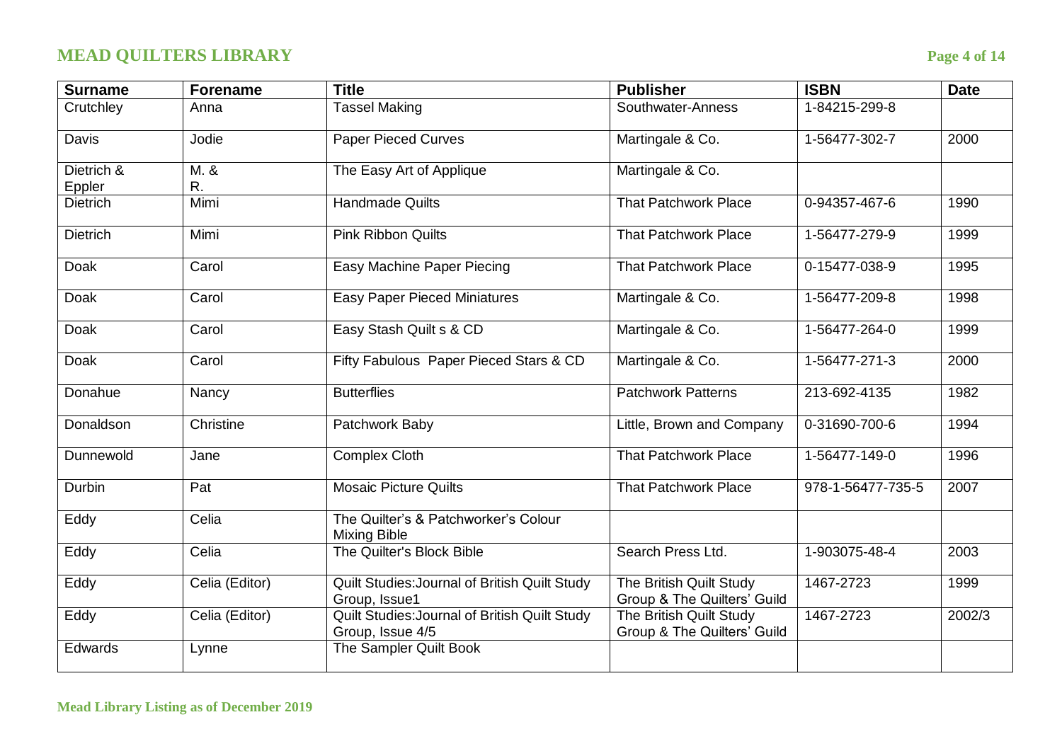# MEAD QUILTERS LIBRARY

| Surname | Forename | Title | Publisher | ISBN | Date |
|---|---|---|---|---|---|
| Crutchley | Anna | Tassel Making | Southwater-Anness | 1-84215-299-8 | |
| Davis | Jodie | Paper Pieced Curves | Martingale & Co. | 1-56477-302-7 | 2000 |
| Dietrich & Eppler | M. & R. | The Easy Art of Applique | Martingale & Co. | | |
| Dietrich | Mimi | Handmade Quilts | That Patchwork Place | 0-94357-467-6 | 1990 |
| Dietrich | Mimi | Pink Ribbon Quilts | That Patchwork Place | 1-56477-279-9 | 1999 |
| Doak | Carol | Easy Machine Paper Piecing | That Patchwork Place | 0-15477-038-9 | 1995 |
| Doak | Carol | Easy Paper Pieced Miniatures | Martingale & Co. | 1-56477-209-8 | 1998 |
| Doak | Carol | Easy Stash Quilt s & CD | Martingale & Co. | 1-56477-264-0 | 1999 |
| Doak | Carol | Fifty Fabulous Paper Pieced Stars & CD | Martingale & Co. | 1-56477-271-3 | 2000 |
| Donahue | Nancy | Butterflies | Patchwork Patterns | 213-692-4135 | 1982 |
| Donaldson | Christine | Patchwork Baby | Little, Brown and Company | 0-31690-700-6 | 1994 |
| Dunnewold | Jane | Complex Cloth | That Patchwork Place | 1-56477-149-0 | 1996 |
| Durbin | Pat | Mosaic Picture Quilts | That Patchwork Place | 978-1-56477-735-5 | 2007 |
| Eddy | Celia | The Quilter's & Patchworker's Colour Mixing Bible | | | |
| Eddy | Celia | The Quilter's Block Bible | Search Press Ltd. | 1-903075-48-4 | 2003 |
| Eddy | Celia (Editor) | Quilt Studies:Journal of British Quilt Study Group, Issue1 | The British Quilt Study Group & The Quilters' Guild | 1467-2723 | 1999 |
| Eddy | Celia (Editor) | Quilt Studies:Journal of British Quilt Study Group, Issue 4/5 | The British Quilt Study Group & The Quilters' Guild | 1467-2723 | 2002/3 |
| Edwards | Lynne | The Sampler Quilt Book | | | |

**Mead Library Listing as of December 2019**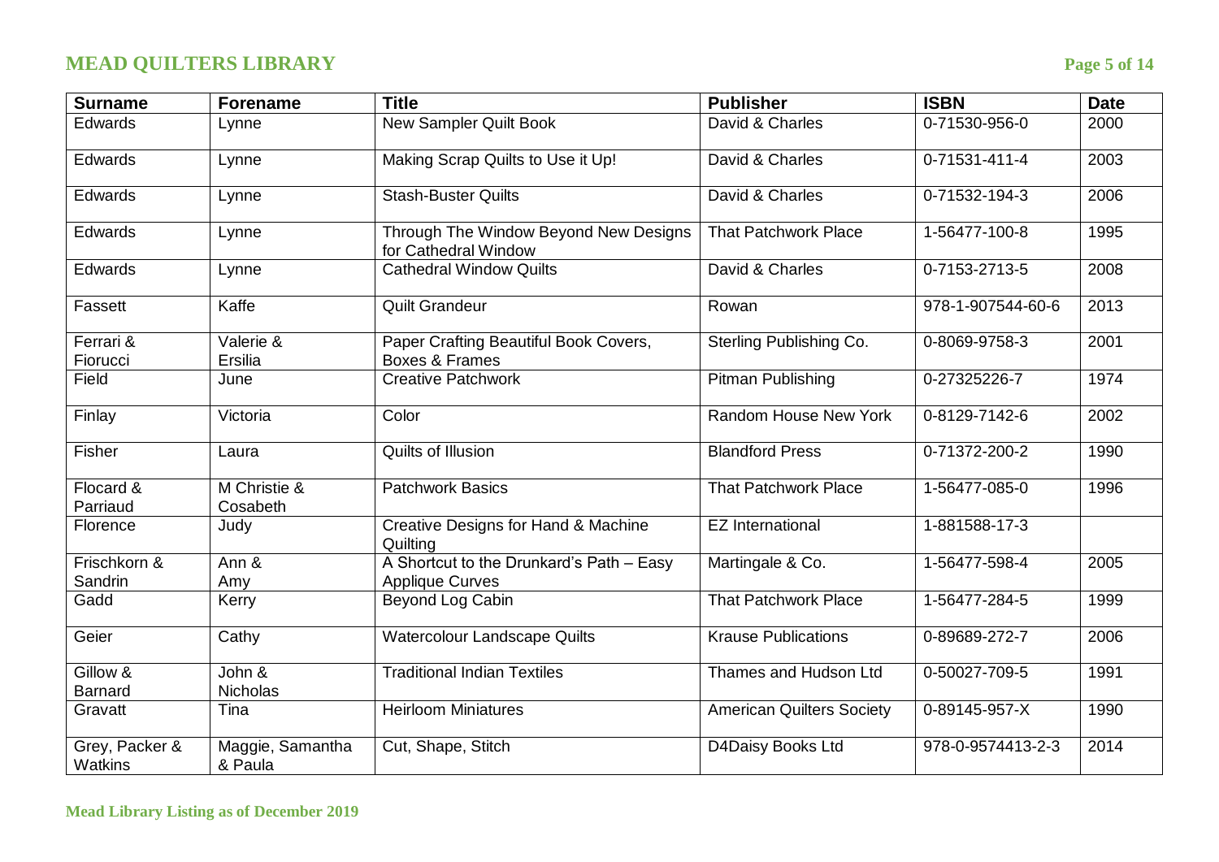## MEAD QUILTERS LIBRARY

| Surname | Forename | Title | Publisher | ISBN | Date |
|---|---|---|---|---|---|
| Edwards | Lynne | New Sampler Quilt Book | David & Charles | 0-71530-956-0 | 2000 |
| Edwards | Lynne | Making Scrap Quilts to Use it Up! | David & Charles | 0-71531-411-4 | 2003 |
| Edwards | Lynne | Stash-Buster Quilts | David & Charles | 0-71532-194-3 | 2006 |
| Edwards | Lynne | Through The Window Beyond New Designs for Cathedral Window | That Patchwork Place | 1-56477-100-8 | 1995 |
| Edwards | Lynne | Cathedral Window Quilts | David & Charles | 0-7153-2713-5 | 2008 |
| Fassett | Kaffe | Quilt Grandeur | Rowan | 978-1-907544-60-6 | 2013 |
| Ferrari & Fiorucci | Valerie & Ersilia | Paper Crafting Beautiful Book Covers, Boxes & Frames | Sterling Publishing Co. | 0-8069-9758-3 | 2001 |
| Field | June | Creative Patchwork | Pitman Publishing | 0-27325226-7 | 1974 |
| Finlay | Victoria | Color | Random House New York | 0-8129-7142-6 | 2002 |
| Fisher | Laura | Quilts of Illusion | Blandford Press | 0-71372-200-2 | 1990 |
| Flocard & Parriaud | M Christie & Cosabeth | Patchwork Basics | That Patchwork Place | 1-56477-085-0 | 1996 |
| Florence | Judy | Creative Designs for Hand & Machine Quilting | EZ International | 1-881588-17-3 | |
| Frischkorn & Sandrin | Ann & Amy | A Shortcut to the Drunkard's Path – Easy Applique Curves | Martingale & Co. | 1-56477-598-4 | 2005 |
| Gadd | Kerry | Beyond Log Cabin | That Patchwork Place | 1-56477-284-5 | 1999 |
| Geier | Cathy | Watercolour Landscape Quilts | Krause Publications | 0-89689-272-7 | 2006 |
| Gillow & Barnard | John & Nicholas | Traditional Indian Textiles | Thames and Hudson Ltd | 0-50027-709-5 | 1991 |
| Gravatt | Tina | Heirloom Miniatures | American Quilters Society | 0-89145-957-X | 1990 |
| Grey, Packer & Watkins | Maggie, Samantha & Paula | Cut, Shape, Stitch | D4Daisy Books Ltd | 978-0-9574413-2-3 | 2014 |

**Mead Library Listing as of December 2019**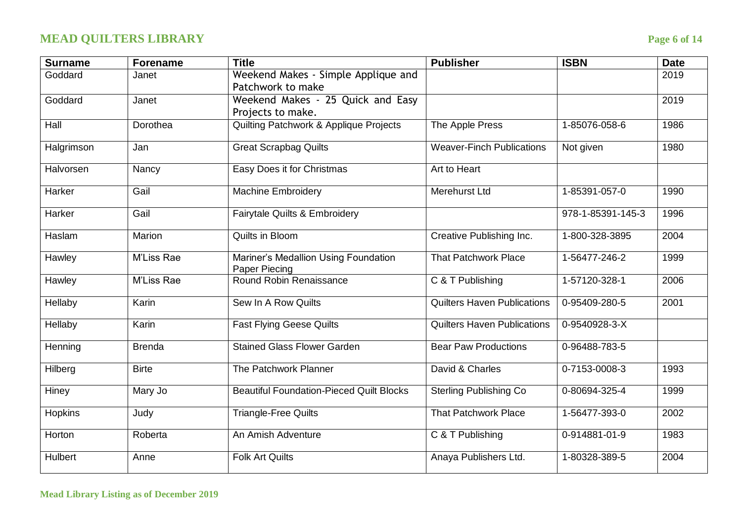| Surname | Forename | Title | Publisher | ISBN | Date |
|---|---|---|---|---|---|
| Goddard | Janet | Weekend Makes - Simple Applique and Patchwork to make | | | 2019 |
| Goddard | Janet | Weekend Makes - 25 Quick and Easy Projects to make. | | | 2019 |
| Hall | Dorothea | Quilting Patchwork & Applique Projects | The Apple Press | 1-85076-058-6 | 1986 |
| Halgrimson | Jan | Great Scrapbag Quilts | Weaver-Finch Publications | Not given | 1980 |
| Halvorsen | Nancy | Easy Does it for Christmas | Art to Heart | | |
| Harker | Gail | Machine Embroidery | Merehurst Ltd | 1-85391-057-0 | 1990 |
| Harker | Gail | Fairytale Quilts & Embroidery | | 978-1-85391-145-3 | 1996 |
| Haslam | Marion | Quilts in Bloom | Creative Publishing Inc. | 1-800-328-3895 | 2004 |
| Hawley | M'Liss Rae | Mariner's Medallion Using Foundation Paper Piecing | That Patchwork Place | 1-56477-246-2 | 1999 |
| Hawley | M'Liss Rae | Round Robin Renaissance | C & T Publishing | 1-57120-328-1 | 2006 |
| Hellaby | Karin | Sew In A Row Quilts | Quilters Haven Publications | 0-95409-280-5 | 2001 |
| Hellaby | Karin | Fast Flying Geese Quilts | Quilters Haven Publications | 0-9540928-3-X | |
| Henning | Brenda | Stained Glass Flower Garden | Bear Paw Productions | 0-96488-783-5 | |
| Hilberg | Birte | The Patchwork Planner | David & Charles | 0-7153-0008-3 | 1993 |
| Hiney | Mary Jo | Beautiful Foundation-Pieced Quilt Blocks | Sterling Publishing Co | 0-80694-325-4 | 1999 |
| Hopkins | Judy | Triangle-Free Quilts | That Patchwork Place | 1-56477-393-0 | 2002 |
| Horton | Roberta | An Amish Adventure | C & T Publishing | 0-914881-01-9 | 1983 |
| Hulbert | Anne | Folk Art Quilts | Anaya Publishers Ltd. | 1-80328-389-5 | 2004 |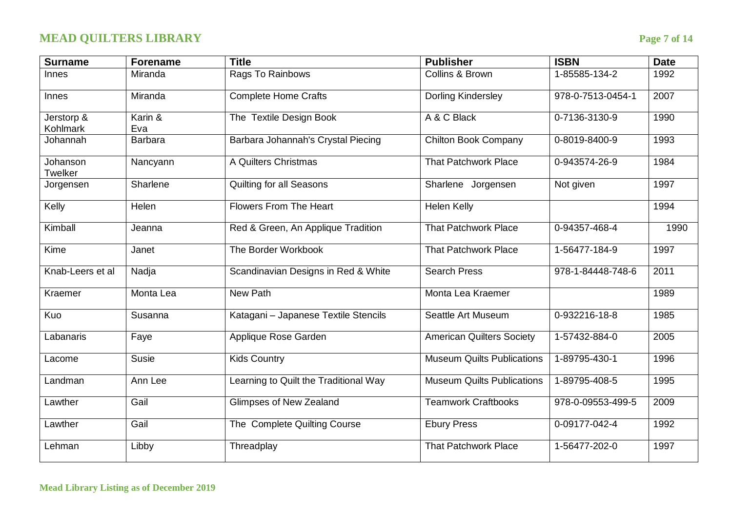# MEAD QUILTERS LIBRARY

| Surname | Forename | Title | Publisher | ISBN | Date |
|---|---|---|---|---|---|
| Innes | Miranda | Rags To Rainbows | Collins & Brown | 1-85585-134-2 | 1992 |
| Innes | Miranda | Complete Home Crafts | Dorling Kindersley | 978-0-7513-0454-1 | 2007 |
| Jerstorp & Kohlmark | Karin & Eva | The Textile Design Book | A & C Black | 0-7136-3130-9 | 1990 |
| Johannah | Barbara | Barbara Johannah's Crystal Piecing | Chilton Book Company | 0-8019-8400-9 | 1993 |
| Johanson Twelker | Nancyann | A Quilters Christmas | That Patchwork Place | 0-943574-26-9 | 1984 |
| Jorgensen | Sharlene | Quilting for all Seasons | Sharlene Jorgensen | Not given | 1997 |
| Kelly | Helen | Flowers From The Heart | Helen Kelly | | 1994 |
| Kimball | Jeanna | Red & Green, An Applique Tradition | That Patchwork Place | 0-94357-468-4 | 1990 |
| Kime | Janet | The Border Workbook | That Patchwork Place | 1-56477-184-9 | 1997 |
| Knab-Leers et al | Nadja | Scandinavian Designs in Red & White | Search Press | 978-1-84448-748-6 | 2011 |
| Kraemer | Monta Lea | New Path | Monta Lea Kraemer | | 1989 |
| Kuo | Susanna | Katagani – Japanese Textile Stencils | Seattle Art Museum | 0-932216-18-8 | 1985 |
| Labanaris | Faye | Applique Rose Garden | American Quilters Society | 1-57432-884-0 | 2005 |
| Lacome | Susie | Kids Country | Museum Quilts Publications | 1-89795-430-1 | 1996 |
| Landman | Ann Lee | Learning to Quilt the Traditional Way | Museum Quilts Publications | 1-89795-408-5 | 1995 |
| Lawther | Gail | Glimpses of New Zealand | Teamwork Craftbooks | 978-0-09553-499-5 | 2009 |
| Lawther | Gail | The Complete Quilting Course | Ebury Press | 0-09177-042-4 | 1992 |
| Lehman | Libby | Threadplay | That Patchwork Place | 1-56477-202-0 | 1997 |

Mead Library Listing as of December 2019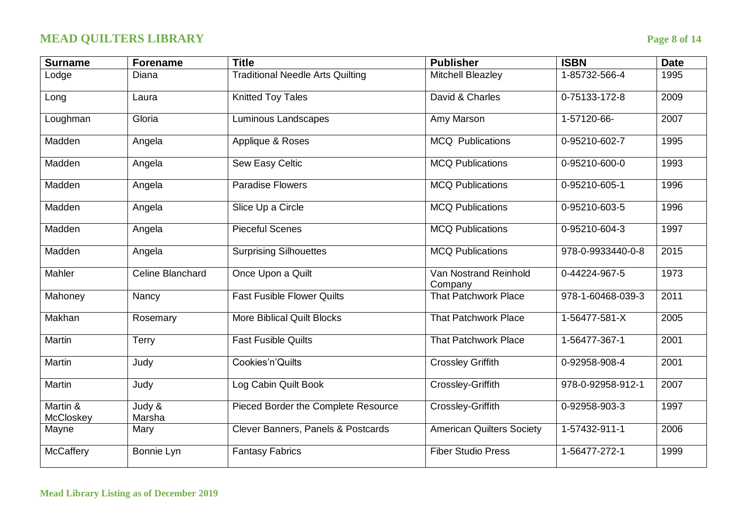| Surname | Forename | Title | Publisher | ISBN | Date |
|---|---|---|---|---|---|
| Lodge | Diana | Traditional Needle Arts Quilting | Mitchell Bleazley | 1-85732-566-4 | 1995 |
| Long | Laura | Knitted Toy Tales | David & Charles | 0-75133-172-8 | 2009 |
| Loughman | Gloria | Luminous Landscapes | Amy Marson | 1-57120-66- | 2007 |
| Madden | Angela | Applique & Roses | MCQ Publications | 0-95210-602-7 | 1995 |
| Madden | Angela | Sew Easy Celtic | MCQ Publications | 0-95210-600-0 | 1993 |
| Madden | Angela | Paradise Flowers | MCQ Publications | 0-95210-605-1 | 1996 |
| Madden | Angela | Slice Up a Circle | MCQ Publications | 0-95210-603-5 | 1996 |
| Madden | Angela | Pieceful Scenes | MCQ Publications | 0-95210-604-3 | 1997 |
| Madden | Angela | Surprising Silhouettes | MCQ Publications | 978-0-9933440-0-8 | 2015 |
| Mahler | Celine Blanchard | Once Upon a Quilt | Van Nostrand Reinhold Company | 0-44224-967-5 | 1973 |
| Mahoney | Nancy | Fast Fusible Flower Quilts | That Patchwork Place | 978-1-60468-039-3 | 2011 |
| Makhan | Rosemary | More Biblical Quilt Blocks | That Patchwork Place | 1-56477-581-X | 2005 |
| Martin | Terry | Fast Fusible Quilts | That Patchwork Place | 1-56477-367-1 | 2001 |
| Martin | Judy | Cookies'n'Quilts | Crossley Griffith | 0-92958-908-4 | 2001 |
| Martin | Judy | Log Cabin Quilt Book | Crossley-Griffith | 978-0-92958-912-1 | 2007 |
| Martin & McCloskey | Judy & Marsha | Pieced Border the Complete Resource | Crossley-Griffith | 0-92958-903-3 | 1997 |
| Mayne | Mary | Clever Banners, Panels & Postcards | American Quilters Society | 1-57432-911-1 | 2006 |
| McCaffery | Bonnie Lyn | Fantasy Fabrics | Fiber Studio Press | 1-56477-272-1 | 1999 |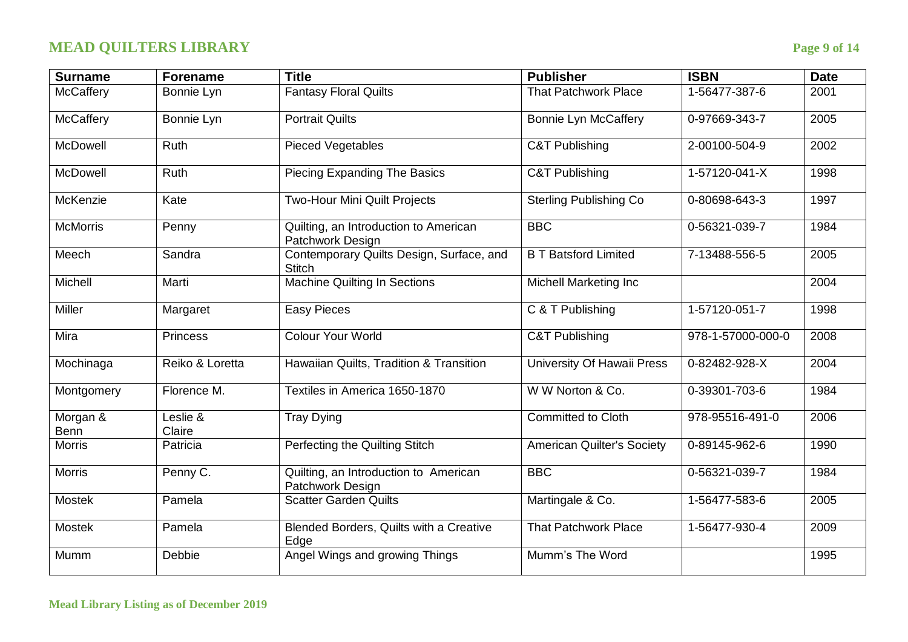| Surname | Forename | Title | Publisher | ISBN | Date |
|---|---|---|---|---|---|
| McCaffery | Bonnie Lyn | Fantasy Floral Quilts | That Patchwork Place | 1-56477-387-6 | 2001 |
| McCaffery | Bonnie Lyn | Portrait Quilts | Bonnie Lyn McCaffery | 0-97669-343-7 | 2005 |
| McDowell | Ruth | Pieced Vegetables | C&T Publishing | 2-00100-504-9 | 2002 |
| McDowell | Ruth | Piecing Expanding The Basics | C&T Publishing | 1-57120-041-X | 1998 |
| McKenzie | Kate | Two-Hour Mini Quilt Projects | Sterling Publishing Co | 0-80698-643-3 | 1997 |
| McMorris | Penny | Quilting, an Introduction to American Patchwork Design | BBC | 0-56321-039-7 | 1984 |
| Meech | Sandra | Contemporary Quilts Design, Surface, and Stitch | B T Batsford Limited | 7-13488-556-5 | 2005 |
| Michell | Marti | Machine Quilting In Sections | Michell Marketing Inc | | 2004 |
| Miller | Margaret | Easy Pieces | C & T Publishing | 1-57120-051-7 | 1998 |
| Mira | Princess | Colour Your World | C&T Publishing | 978-1-57000-000-0 | 2008 |
| Mochinaga | Reiko & Loretta | Hawaiian Quilts, Tradition & Transition | University Of Hawaii Press | 0-82482-928-X | 2004 |
| Montgomery | Florence M. | Textiles in America 1650-1870 | W W Norton & Co. | 0-39301-703-6 | 1984 |
| Morgan & Benn | Leslie & Claire | Tray Dying | Committed to Cloth | 978-95516-491-0 | 2006 |
| Morris | Patricia | Perfecting the Quilting Stitch | American Quilter's Society | 0-89145-962-6 | 1990 |
| Morris | Penny C. | Quilting, an Introduction to American Patchwork Design | BBC | 0-56321-039-7 | 1984 |
| Mostek | Pamela | Scatter Garden Quilts | Martingale & Co. | 1-56477-583-6 | 2005 |
| Mostek | Pamela | Blended Borders, Quilts with a Creative Edge | That Patchwork Place | 1-56477-930-4 | 2009 |
| Mumm | Debbie | Angel Wings and growing Things | Mumm's The Word | | 1995 |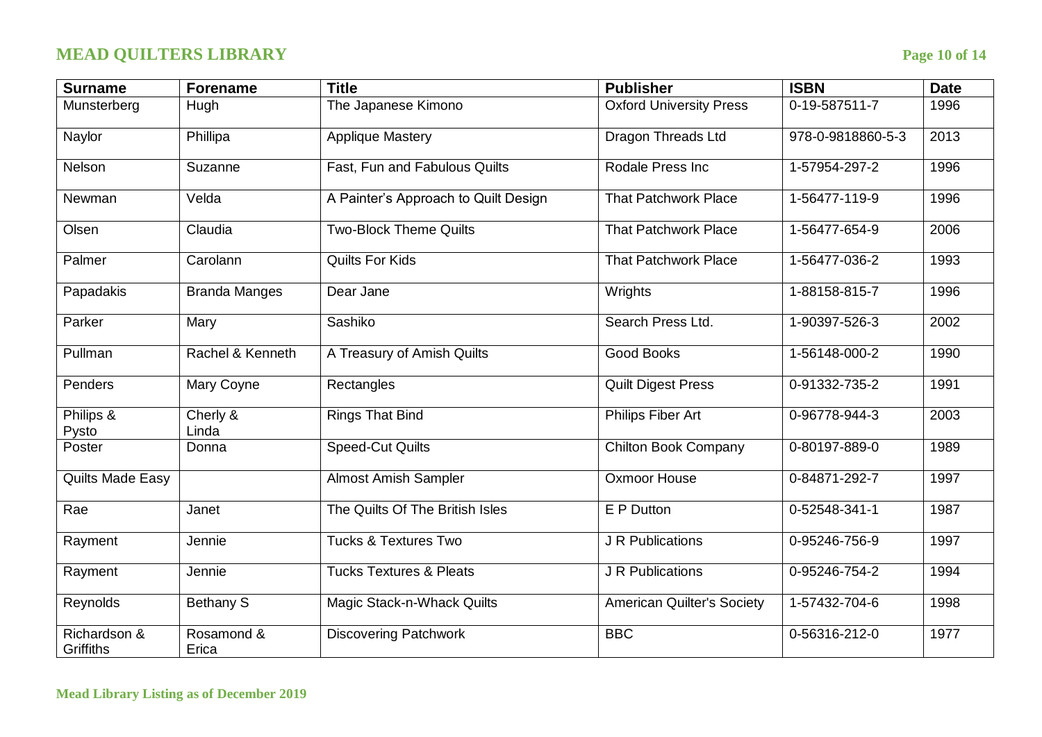| Surname | Forename | Title | Publisher | ISBN | Date |
|---|---|---|---|---|---|
| Munsterberg | Hugh | The Japanese Kimono | Oxford University Press | 0-19-587511-7 | 1996 |
| Naylor | Phillipa | Applique Mastery | Dragon Threads Ltd | 978-0-9818860-5-3 | 2013 |
| Nelson | Suzanne | Fast, Fun and Fabulous Quilts | Rodale Press Inc | 1-57954-297-2 | 1996 |
| Newman | Velda | A Painter's Approach to Quilt Design | That Patchwork Place | 1-56477-119-9 | 1996 |
| Olsen | Claudia | Two-Block Theme Quilts | That Patchwork Place | 1-56477-654-9 | 2006 |
| Palmer | Carolann | Quilts For Kids | That Patchwork Place | 1-56477-036-2 | 1993 |
| Papadakis | Branda Manges | Dear Jane | Wrights | 1-88158-815-7 | 1996 |
| Parker | Mary | Sashiko | Search Press Ltd. | 1-90397-526-3 | 2002 |
| Pullman | Rachel & Kenneth | A Treasury of Amish Quilts | Good Books | 1-56148-000-2 | 1990 |
| Penders | Mary Coyne | Rectangles | Quilt Digest Press | 0-91332-735-2 | 1991 |
| Philips & Pysto | Cherly & Linda | Rings That Bind | Philips Fiber Art | 0-96778-944-3 | 2003 |
| Poster | Donna | Speed-Cut Quilts | Chilton Book Company | 0-80197-889-0 | 1989 |
| Quilts Made Easy | | Almost Amish Sampler | Oxmoor House | 0-84871-292-7 | 1997 |
| Rae | Janet | The Quilts Of The British Isles | E P Dutton | 0-52548-341-1 | 1987 |
| Rayment | Jennie | Tucks & Textures Two | J R Publications | 0-95246-756-9 | 1997 |
| Rayment | Jennie | Tucks Textures & Pleats | J R Publications | 0-95246-754-2 | 1994 |
| Reynolds | Bethany S | Magic Stack-n-Whack Quilts | American Quilter's Society | 1-57432-704-6 | 1998 |
| Richardson & Griffiths | Rosamond & Erica | Discovering Patchwork | BBC | 0-56316-212-0 | 1977 |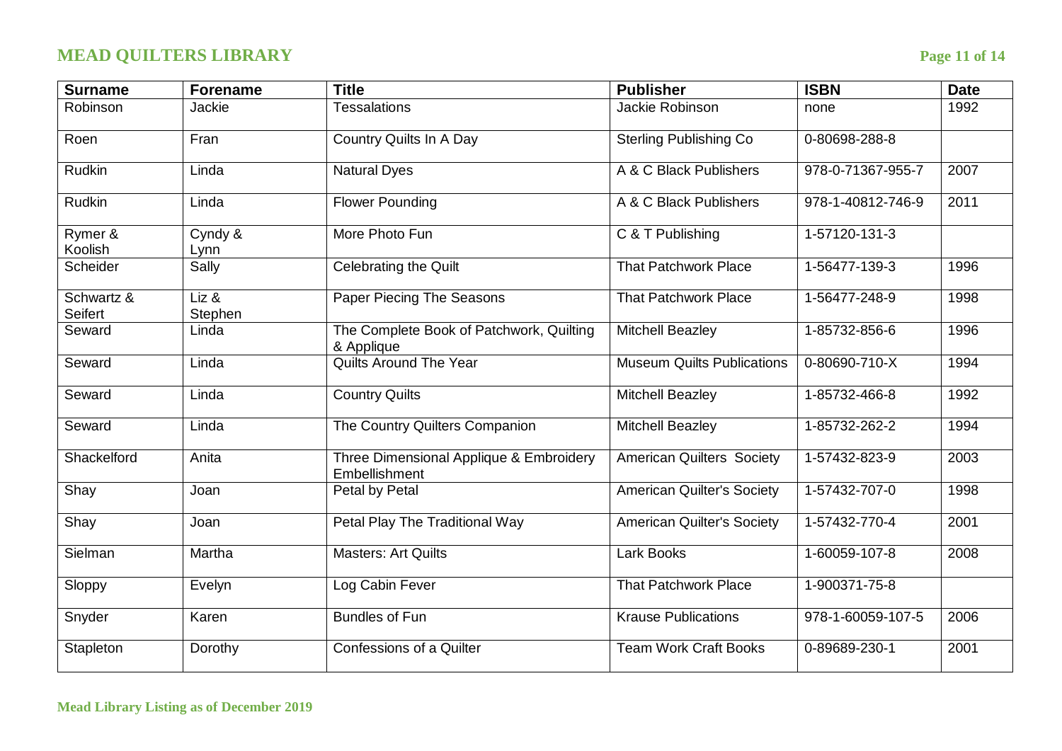| Surname | Forename | Title | Publisher | ISBN | Date |
|---|---|---|---|---|---|
| Robinson | Jackie | Tessalations | Jackie Robinson | none | 1992 |
| Roen | Fran | Country Quilts In A Day | Sterling Publishing Co | 0-80698-288-8 | |
| Rudkin | Linda | Natural Dyes | A & C Black Publishers | 978-0-71367-955-7 | 2007 |
| Rudkin | Linda | Flower Pounding | A & C Black Publishers | 978-1-40812-746-9 | 2011 |
| Rymer & Koolish | Cyndy & Lynn | More Photo Fun | C & T Publishing | 1-57120-131-3 | |
| Scheider | Sally | Celebrating the Quilt | That Patchwork Place | 1-56477-139-3 | 1996 |
| Schwartz & Seifert | Liz & Stephen | Paper Piecing The Seasons | That Patchwork Place | 1-56477-248-9 | 1998 |
| Seward | Linda | The Complete Book of Patchwork, Quilting & Applique | Mitchell Beazley | 1-85732-856-6 | 1996 |
| Seward | Linda | Quilts Around The Year | Museum Quilts Publications | 0-80690-710-X | 1994 |
| Seward | Linda | Country Quilts | Mitchell Beazley | 1-85732-466-8 | 1992 |
| Seward | Linda | The Country Quilters Companion | Mitchell Beazley | 1-85732-262-2 | 1994 |
| Shackelford | Anita | Three Dimensional Applique & Embroidery Embellishment | American Quilters Society | 1-57432-823-9 | 2003 |
| Shay | Joan | Petal by Petal | American Quilter's Society | 1-57432-707-0 | 1998 |
| Shay | Joan | Petal Play The Traditional Way | American Quilter's Society | 1-57432-770-4 | 2001 |
| Sielman | Martha | Masters: Art Quilts | Lark Books | 1-60059-107-8 | 2008 |
| Sloppy | Evelyn | Log Cabin Fever | That Patchwork Place | 1-900371-75-8 | |
| Snyder | Karen | Bundles of Fun | Krause Publications | 978-1-60059-107-5 | 2006 |
| Stapleton | Dorothy | Confessions of a Quilter | Team Work Craft Books | 0-89689-230-1 | 2001 |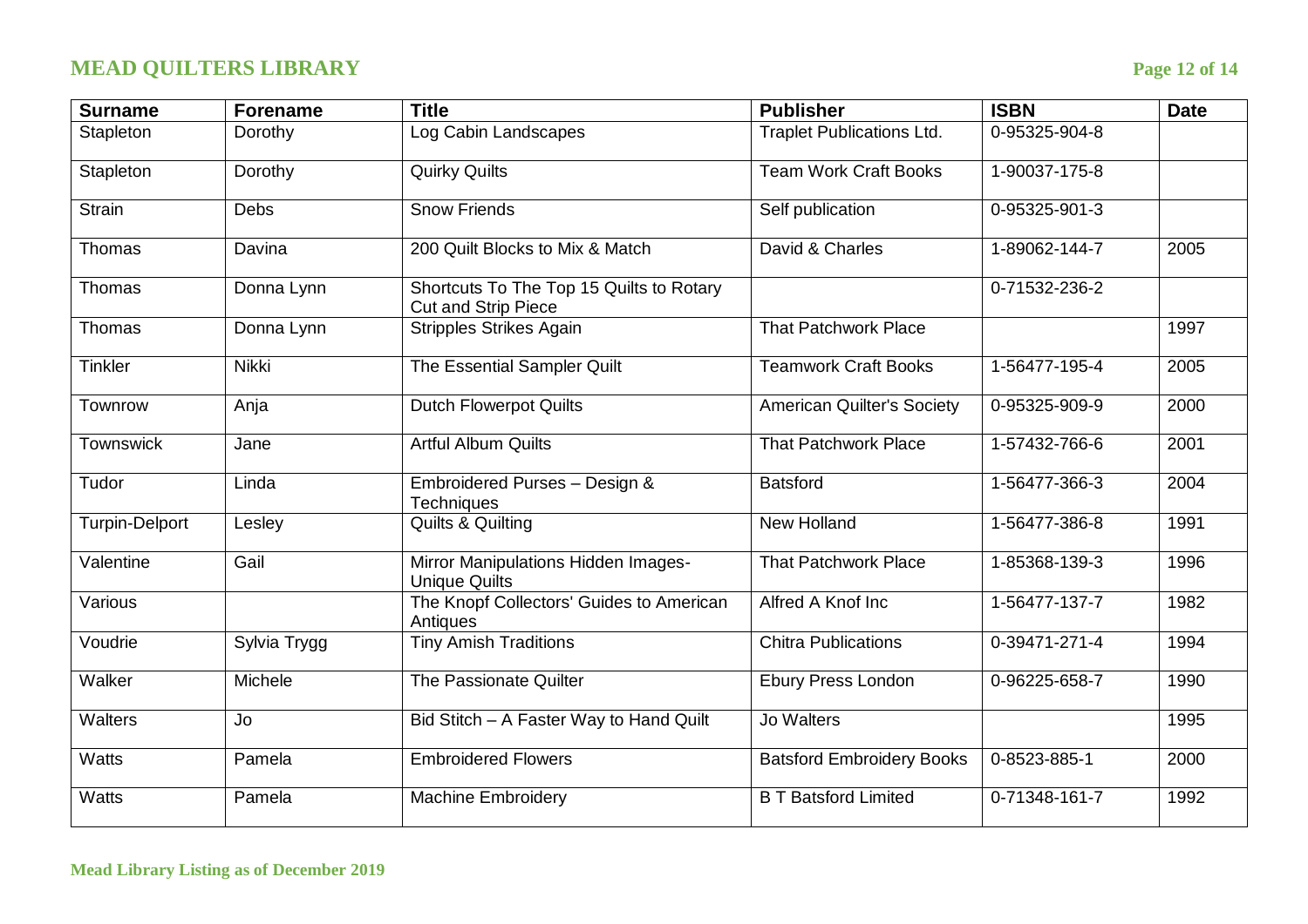| Surname | Forename | Title | Publisher | ISBN | Date |
|---|---|---|---|---|---|
| Stapleton | Dorothy | Log Cabin Landscapes | Traplet Publications Ltd. | 0-95325-904-8 | |
| Stapleton | Dorothy | Quirky Quilts | Team Work Craft Books | 1-90037-175-8 | |
| Strain | Debs | Snow Friends | Self publication | 0-95325-901-3 | |
| Thomas | Davina | 200 Quilt Blocks to Mix & Match | David & Charles | 1-89062-144-7 | 2005 |
| Thomas | Donna Lynn | Shortcuts To The Top 15 Quilts to Rotary Cut and Strip Piece | | 0-71532-236-2 | |
| Thomas | Donna Lynn | Stripples Strikes Again | That Patchwork Place | | 1997 |
| Tinkler | Nikki | The Essential Sampler Quilt | Teamwork Craft Books | 1-56477-195-4 | 2005 |
| Townrow | Anja | Dutch Flowerpot Quilts | American Quilter's Society | 0-95325-909-9 | 2000 |
| Townswick | Jane | Artful Album Quilts | That Patchwork Place | 1-57432-766-6 | 2001 |
| Tudor | Linda | Embroidered Purses – Design & Techniques | Batsford | 1-56477-366-3 | 2004 |
| Turpin-Delport | Lesley | Quilts & Quilting | New Holland | 1-56477-386-8 | 1991 |
| Valentine | Gail | Mirror Manipulations Hidden Images-Unique Quilts | That Patchwork Place | 1-85368-139-3 | 1996 |
| Various | | The Knopf Collectors' Guides to American Antiques | Alfred A Knof Inc | 1-56477-137-7 | 1982 |
| Voudrie | Sylvia Trygg | Tiny Amish Traditions | Chitra Publications | 0-39471-271-4 | 1994 |
| Walker | Michele | The Passionate Quilter | Ebury Press London | 0-96225-658-7 | 1990 |
| Walters | Jo | Bid Stitch – A Faster Way to Hand Quilt | Jo Walters | | 1995 |
| Watts | Pamela | Embroidered Flowers | Batsford Embroidery Books | 0-8523-885-1 | 2000 |
| Watts | Pamela | Machine Embroidery | B T Batsford Limited | 0-71348-161-7 | 1992 |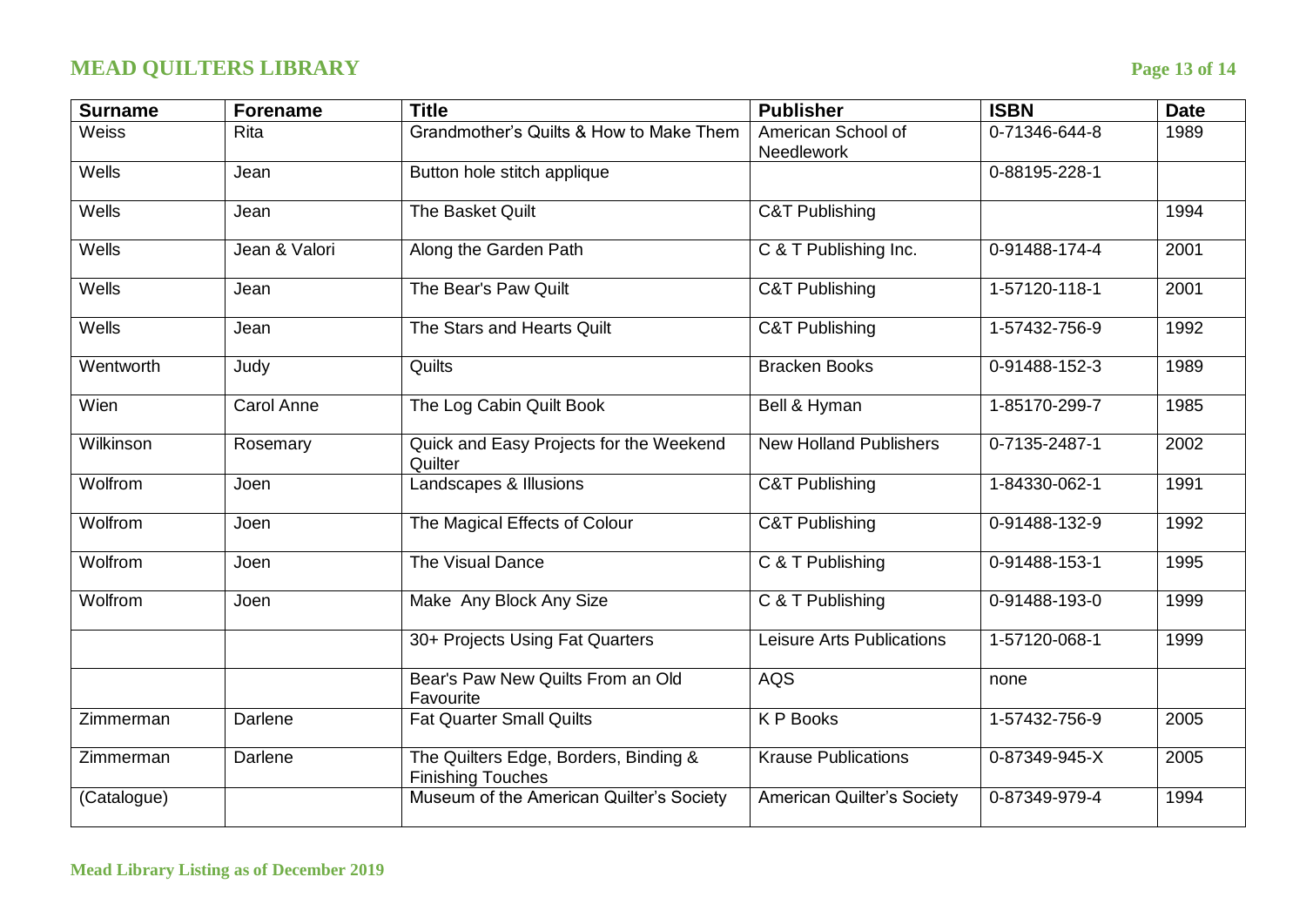| Surname | Forename | Title | Publisher | ISBN | Date |
|---|---|---|---|---|---|
| Weiss | Rita | Grandmother's Quilts & How to Make Them | American School of Needlework | 0-71346-644-8 | 1989 |
| Wells | Jean | Button hole stitch applique | | 0-88195-228-1 | |
| Wells | Jean | The Basket Quilt | C&T Publishing | | 1994 |
| Wells | Jean & Valori | Along the Garden Path | C & T Publishing Inc. | 0-91488-174-4 | 2001 |
| Wells | Jean | The Bear's Paw Quilt | C&T Publishing | 1-57120-118-1 | 2001 |
| Wells | Jean | The Stars and Hearts Quilt | C&T Publishing | 1-57432-756-9 | 1992 |
| Wentworth | Judy | Quilts | Bracken Books | 0-91488-152-3 | 1989 |
| Wien | Carol Anne | The Log Cabin Quilt Book | Bell & Hyman | 1-85170-299-7 | 1985 |
| Wilkinson | Rosemary | Quick and Easy Projects for the Weekend Quilter | New Holland Publishers | 0-7135-2487-1 | 2002 |
| Wolfrom | Joen | Landscapes & Illusions | C&T Publishing | 1-84330-062-1 | 1991 |
| Wolfrom | Joen | The Magical Effects of Colour | C&T Publishing | 0-91488-132-9 | 1992 |
| Wolfrom | Joen | The Visual Dance | C & T Publishing | 0-91488-153-1 | 1995 |
| Wolfrom | Joen | Make Any Block Any Size | C & T Publishing | 0-91488-193-0 | 1999 |
| | | 30+ Projects Using Fat Quarters | Leisure Arts Publications | 1-57120-068-1 | 1999 |
| | | Bear's Paw New Quilts From an Old Favourite | AQS | none | |
| Zimmerman | Darlene | Fat Quarter Small Quilts | K P Books | 1-57432-756-9 | 2005 |
| Zimmerman | Darlene | The Quilters Edge, Borders, Binding & Finishing Touches | Krause Publications | 0-87349-945-X | 2005 |
| (Catalogue) | | Museum of the American Quilter's Society | American Quilter's Society | 0-87349-979-4 | 1994 |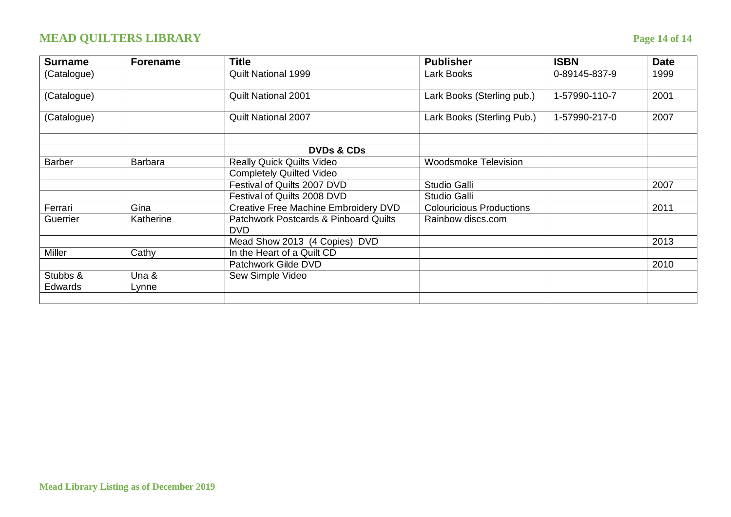| Surname | Forename | Title | Publisher | ISBN | Date |
|---|---|---|---|---|---|
| (Catalogue) | | Quilt National 1999 | Lark Books | 0-89145-837-9 | 1999 |
| (Catalogue) | | Quilt National 2001 | Lark Books (Sterling pub.) | 1-57990-110-7 | 2001 |
| (Catalogue) | | Quilt National 2007 | Lark Books (Sterling Pub.) | 1-57990-217-0 | 2007 |
| | | | | | |
| | | **DVDs & CDs** | | | |
| Barber | Barbara | Really Quick Quilts Video | Woodsmoke Television | | |
| | | Completely Quilted Video | | | |
| | | Festival of Quilts 2007 DVD | Studio Galli | | 2007 |
| | | Festival of Quilts 2008 DVD | Studio Galli | | |
| Ferrari | Gina | Creative Free Machine Embroidery DVD | Colouricious Productions | | 2011 |
| Guerrier | Katherine | Patchwork Postcards & Pinboard Quilts DVD | Rainbow discs.com | | |
| | | Mead Show 2013 (4 Copies) DVD | | | 2013 |
| Miller | Cathy | In the Heart of a Quilt CD | | | |
| | | Patchwork Gilde DVD | | | 2010 |
| Stubbs & Edwards | Una & Lynne | Sew Simple Video | | | |
| | | | | | |

Mead Library Listing as of December 2019